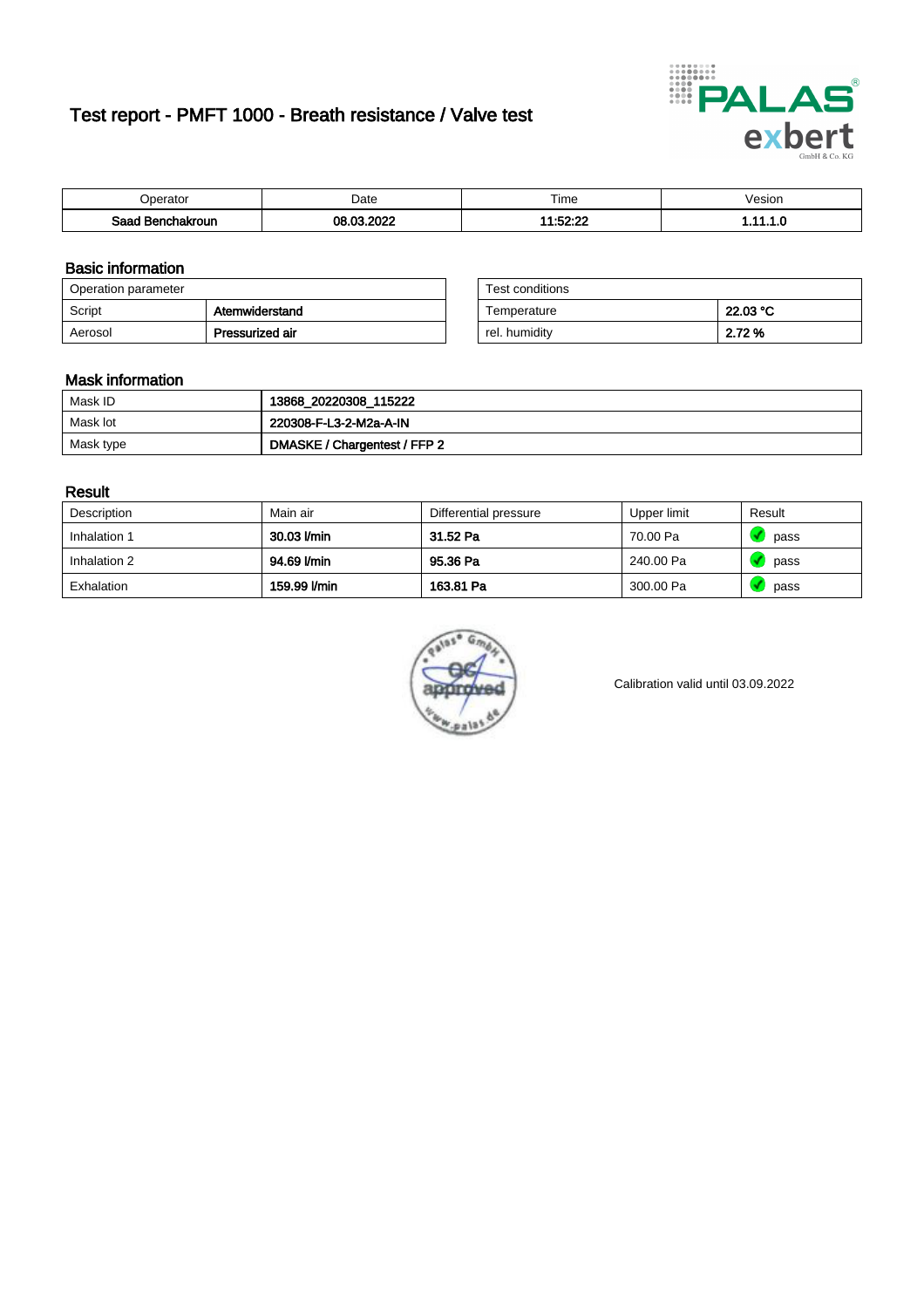# Test report - PMFT 1000 - Breath resistance / Valve test

| Operator | Date | Time | Vesion |
|---|---|---|---|
| **Saad Benchakroun** | **08.03.2022** | **11:52:22** | **1.11.1.0** |

## Basic information

| Operation parameter | |
|---|---|
| Script | **Atemwiderstand** |
| Aerosol | **Pressurized air** |

| Test conditions | |
|---|---|
| Temperature | **22.03 °C** |
| rel. humidity | **2.72 %** |

## Mask information

| | |
|---|---|
| Mask ID | **13868_20220308_115222** |
| Mask lot | **220308-F-L3-2-M2a-A-IN** |
| Mask type | **DMASKE / Chargentest / FFP 2** |

## Result

| Description | Main air | Differential pressure | Upper limit | Result |
|---|---|---|---|---|
| Inhalation 1 | **30.03 l/min** | **31.52 Pa** | 70.00 Pa | pass |
| Inhalation 2 | **94.69 l/min** | **95.36 Pa** | 240.00 Pa | pass |
| Exhalation | **159.99 l/min** | **163.81 Pa** | 300.00 Pa | pass |

Calibration valid until 03.09.2022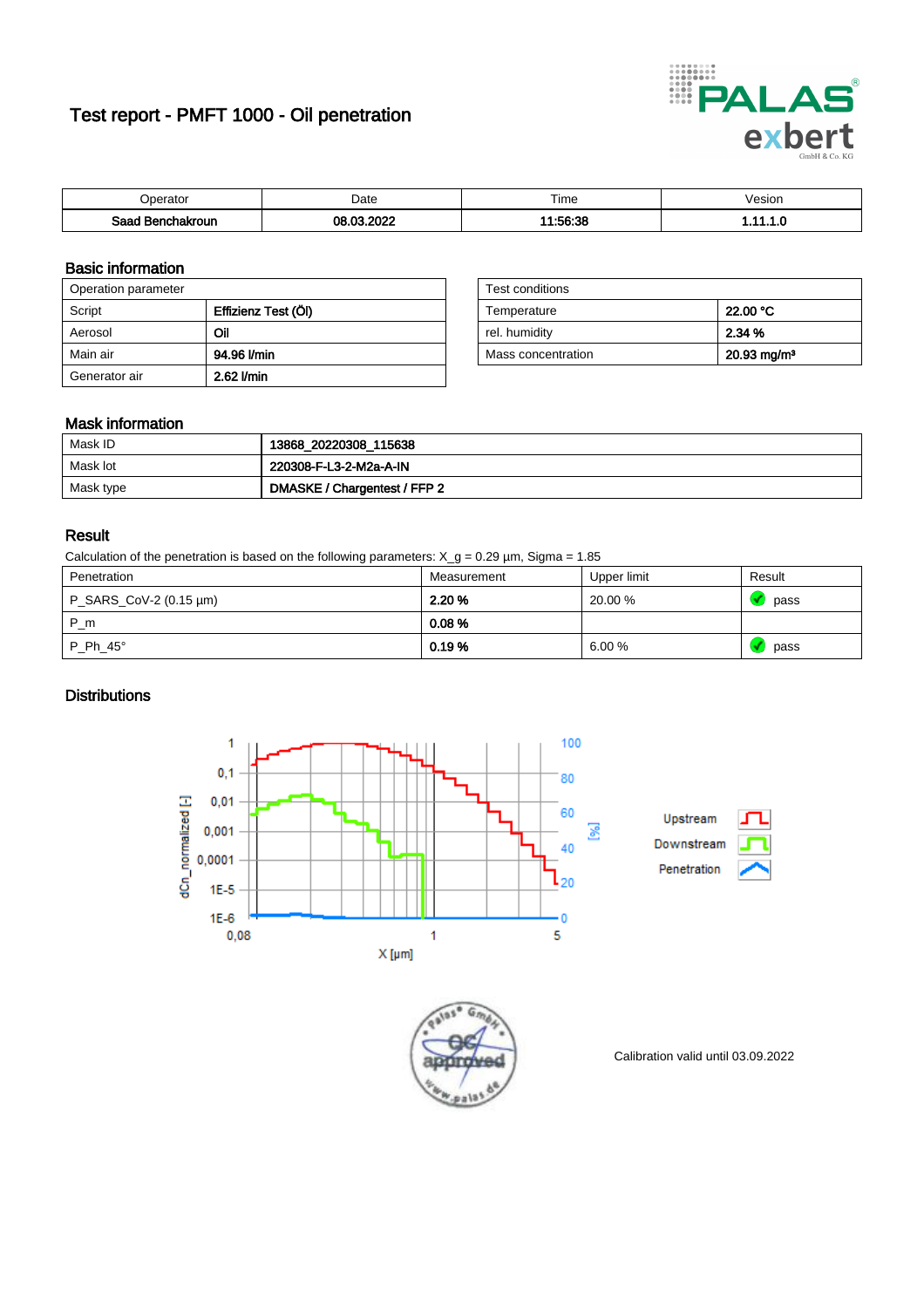# Test report - PMFT 1000 - Oil penetration

PALAS exbert GmbH & Co. KG

| Operator | Date | Time | Vesion |
|---|---|---|---|
| **Saad Benchakroun** | **08.03.2022** | **11:56:38** | **1.11.1.0** |

## Basic information

| Operation parameter | |
|---|---|
| Script | **Effizienz Test (Öl)** |
| Aerosol | **Oil** |
| Main air | **94.96 l/min** |
| Generator air | **2.62 l/min** |

| Test conditions | |
|---|---|
| Temperature | **22.00 °C** |
| rel. humidity | **2.34 %** |
| Mass concentration | **20.93 mg/m³** |

## Mask information

| | |
|---|---|
| Mask ID | **13868_20220308_115638** |
| Mask lot | **220308-F-L3-2-M2a-A-IN** |
| Mask type | **DMASKE / Chargentest / FFP 2** |

## Result

Calculation of the penetration is based on the following parameters: X_g = 0.29 µm, Sigma = 1.85

| Penetration | Measurement | Upper limit | Result |
|---|---|---|---|
| P_SARS_CoV-2 (0.15 µm) | **2.20 %** | 20.00 % | pass |
| P_m | **0.08 %** | | |
| P_Ph_45° | **0.19 %** | 6.00 % | pass |

## Distributions

dCn_normalized [-]
1
0,1
0,01
0,001
0,0001
1E-5
1E-6
0,08
1
5
X [µm]
[%]
100
80
60
40
20
0
Upstream
Downstream
Penetration

QC approved
Palas® GmbH
www.palas.de

Calibration valid until 03.09.2022